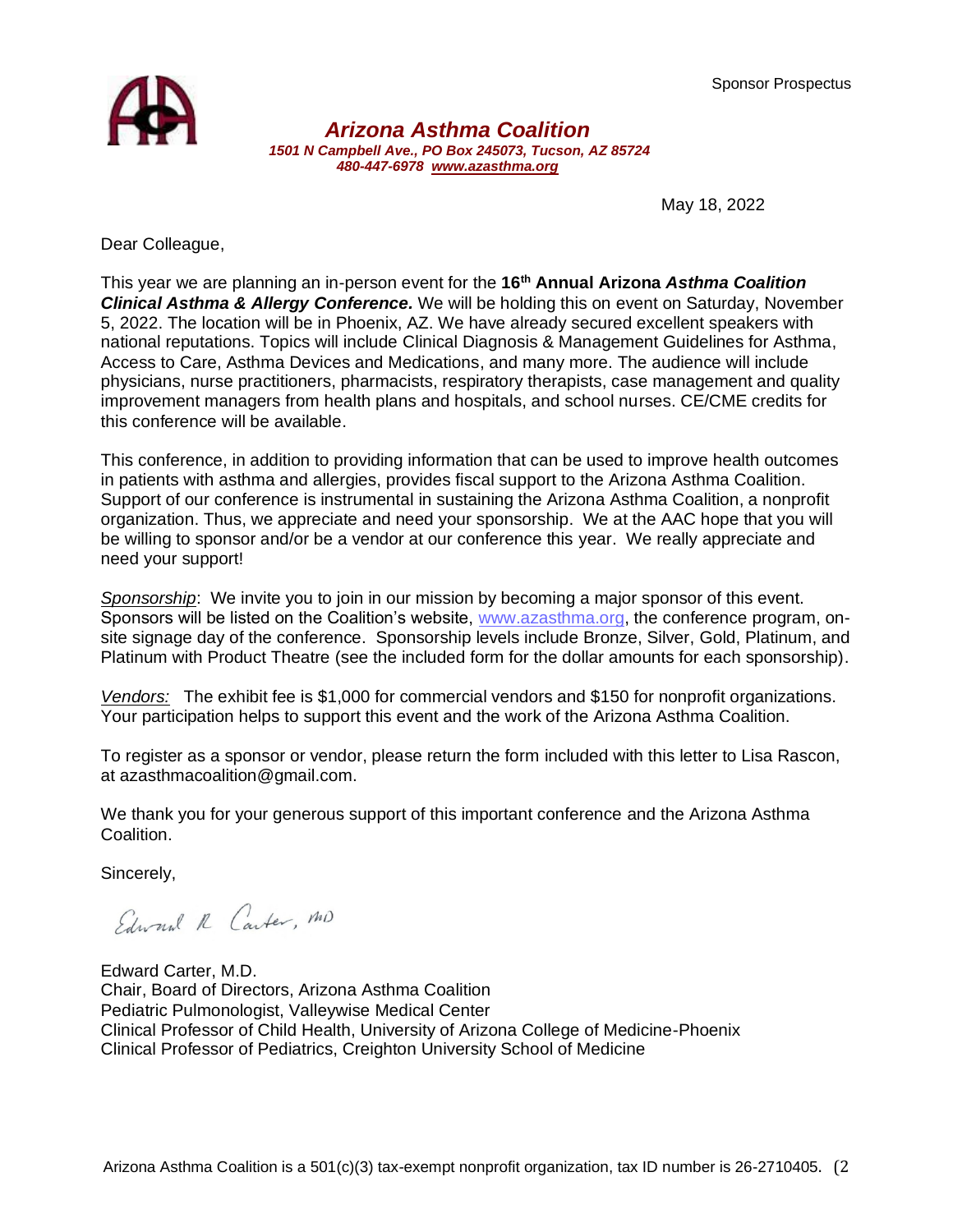Sponsor Prospectus

# *Arizona Asthma Coalition*

***1501 N Campbell Ave., PO Box 245073, Tucson, AZ 85724***
***480-447-6978 [www.azasthma.org](http://www.azasthma.org)***

May 18, 2022

Dear Colleague,

This year we are planning an in-person event for the **16th Annual Arizona *Asthma Coalition Clinical Asthma & Allergy Conference.*** We will be holding this on event on Saturday, November 5, 2022. The location will be in Phoenix, AZ. We have already secured excellent speakers with national reputations. Topics will include Clinical Diagnosis & Management Guidelines for Asthma, Access to Care, Asthma Devices and Medications, and many more. The audience will include physicians, nurse practitioners, pharmacists, respiratory therapists, case management and quality improvement managers from health plans and hospitals, and school nurses. CE/CME credits for this conference will be available.

This conference, in addition to providing information that can be used to improve health outcomes in patients with asthma and allergies, provides fiscal support to the Arizona Asthma Coalition. Support of our conference is instrumental in sustaining the Arizona Asthma Coalition, a nonprofit organization. Thus, we appreciate and need your sponsorship. We at the AAC hope that you will be willing to sponsor and/or be a vendor at our conference this year. We really appreciate and need your support!

*Sponsorship*: We invite you to join in our mission by becoming a major sponsor of this event. Sponsors will be listed on the Coalition's website, [www.azasthma.org](http://www.azasthma.org), the conference program, on-site signage day of the conference. Sponsorship levels include Bronze, Silver, Gold, Platinum, and Platinum with Product Theatre (see the included form for the dollar amounts for each sponsorship).

*Vendors:* The exhibit fee is $1,000 for commercial vendors and $150 for nonprofit organizations. Your participation helps to support this event and the work of the Arizona Asthma Coalition.

To register as a sponsor or vendor, please return the form included with this letter to Lisa Rascon, at azasthmacoalition@gmail.com.

We thank you for your generous support of this important conference and the Arizona Asthma Coalition.

Sincerely,

Edward R Carter, MD

Edward Carter, M.D.
Chair, Board of Directors, Arizona Asthma Coalition
Pediatric Pulmonologist, Valleywise Medical Center
Clinical Professor of Child Health, University of Arizona College of Medicine-Phoenix
Clinical Professor of Pediatrics, Creighton University School of Medicine

Arizona Asthma Coalition is a 501(c)(3) tax-exempt nonprofit organization, tax ID number is 26-2710405.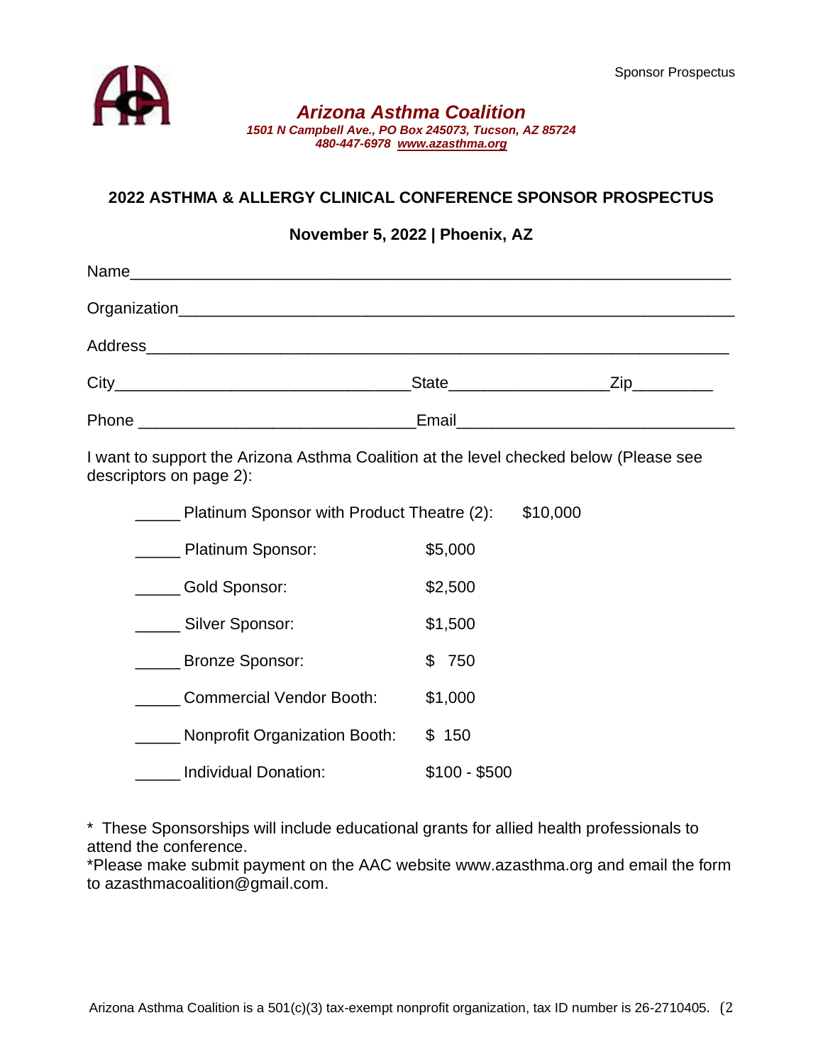Sponsor Prospectus

## *Arizona Asthma Coalition*

***1501 N Campbell Ave., PO Box 245073, Tucson, AZ 85724***
***480-447-6978 www.azasthma.org***

### 2022 ASTHMA & ALLERGY CLINICAL CONFERENCE SPONSOR PROSPECTUS

**November 5, 2022 | Phoenix, AZ**

Name_______________________________________________________________

Organization_________________________________________________________

Address_____________________________________________________________

City_______________________________State________________Zip_________

Phone _____________________________Email_____________________________

I want to support the Arizona Asthma Coalition at the level checked below (Please see descriptors on page 2):

_____ Platinum Sponsor with Product Theatre (2): $10,000

_____ Platinum Sponsor: $5,000

_____ Gold Sponsor: $2,500

_____ Silver Sponsor: $1,500

_____ Bronze Sponsor: $ 750

_____ Commercial Vendor Booth: $1,000

_____ Nonprofit Organization Booth: $ 150

_____ Individual Donation: $100 - $500

* These Sponsorships will include educational grants for allied health professionals to attend the conference.
*Please make submit payment on the AAC website www.azasthma.org and email the form to azasthmacoalition@gmail.com.

Arizona Asthma Coalition is a 501(c)(3) tax-exempt nonprofit organization, tax ID number is 26-2710405.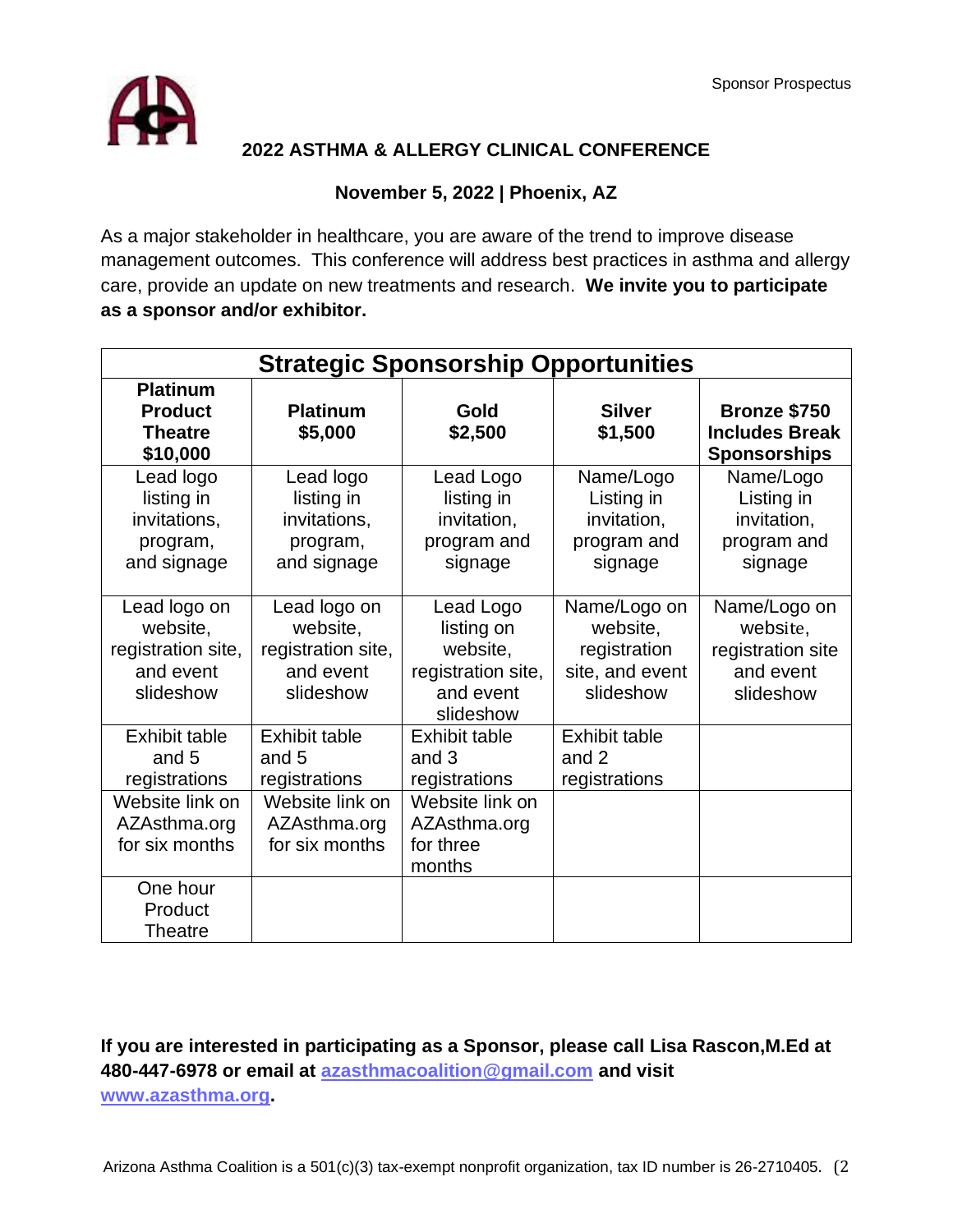## 2022 ASTHMA & ALLERGY CLINICAL CONFERENCE

**November 5, 2022 | Phoenix, AZ**

As a major stakeholder in healthcare, you are aware of the trend to improve disease management outcomes. This conference will address best practices in asthma and allergy care, provide an update on new treatments and research. **We invite you to participate as a sponsor and/or exhibitor.**

| **Strategic Sponsorship Opportunities** | | | | |
|---|---|---|---|---|
| **Platinum Product Theatre $10,000** | **Platinum $5,000** | **Gold $2,500** | **Silver $1,500** | **Bronze $750 Includes Break Sponsorships** |
| Lead logo listing in invitations, program, and signage | Lead logo listing in invitations, program, and signage | Lead Logo listing in invitation, program and signage | Name/Logo Listing in invitation, program and signage | Name/Logo Listing in invitation, program and signage |
| Lead logo on website, registration site, and event slideshow | Lead logo on website, registration site, and event slideshow | Lead Logo listing on website, registration site, and event slideshow | Name/Logo on website, registration site, and event slideshow | Name/Logo on website, registration site and event slideshow |
| Exhibit table and 5 registrations | Exhibit table and 5 registrations | Exhibit table and 3 registrations | Exhibit table and 2 registrations | |
| Website link on AZAsthma.org for six months | Website link on AZAsthma.org for six months | Website link on AZAsthma.org for three months | | |
| One hour Product Theatre | | | | |

**If you are interested in participating as a Sponsor, please call Lisa Rascon,M.Ed at 480-447-6978 or email at [azasthmacoalition@gmail.com](mailto:azasthmacoalition@gmail.com) and visit [www.azasthma.org](http://www.azasthma.org).**

Arizona Asthma Coalition is a 501(c)(3) tax-exempt nonprofit organization, tax ID number is 26-2710405.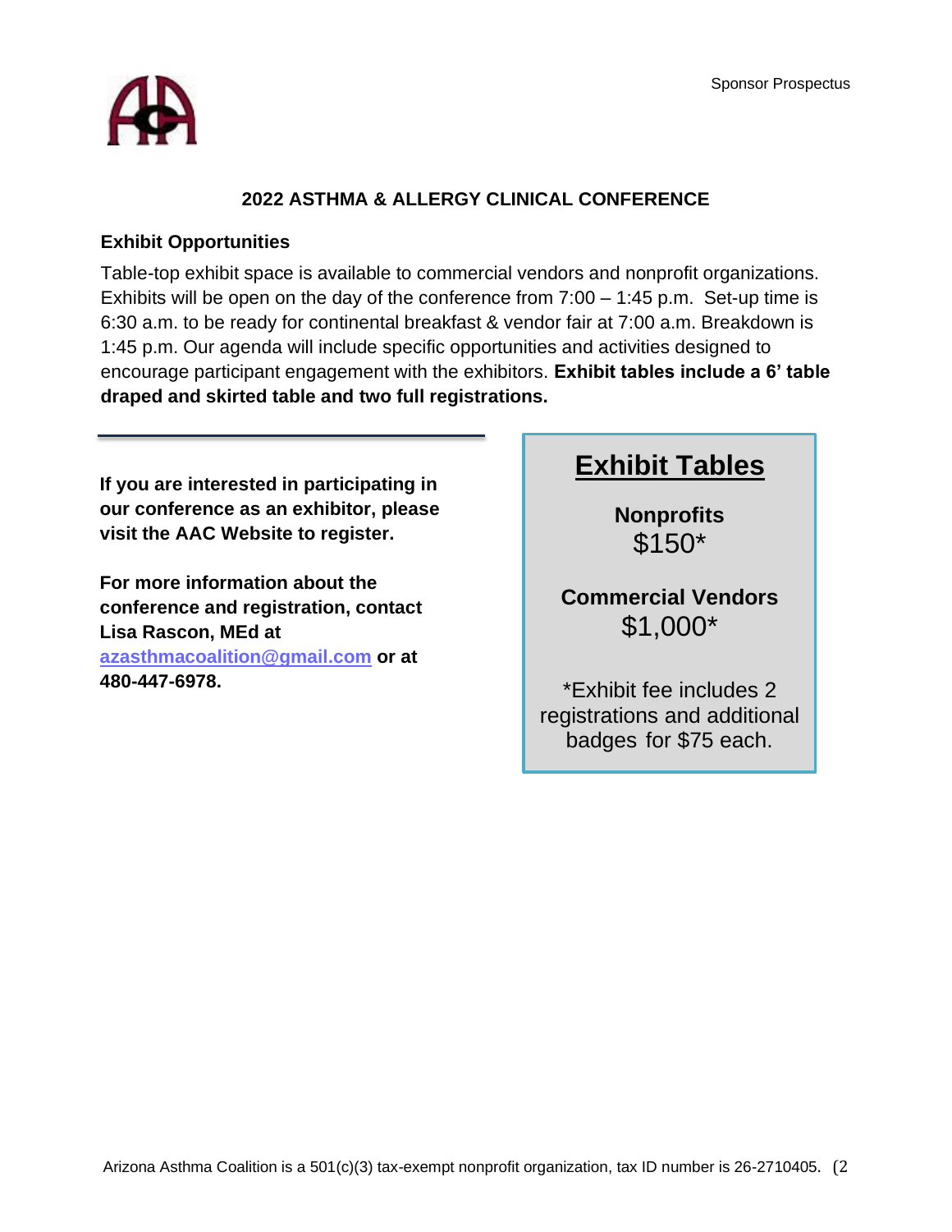# 2022 ASTHMA & ALLERGY CLINICAL CONFERENCE

## Exhibit Opportunities

Table-top exhibit space is available to commercial vendors and nonprofit organizations. Exhibits will be open on the day of the conference from 7:00 – 1:45 p.m. Set-up time is 6:30 a.m. to be ready for continental breakfast & vendor fair at 7:00 a.m. Breakdown is 1:45 p.m. Our agenda will include specific opportunities and activities designed to encourage participant engagement with the exhibitors. **Exhibit tables include a 6' table draped and skirted table and two full registrations.**

**If you are interested in participating in our conference as an exhibitor, please visit the AAC Website to register.**

**For more information about the conference and registration, contact Lisa Rascon, MEd at [azasthmacoalition@gmail.com](mailto:azasthmacoalition@gmail.com) or at 480-447-6978.**

## Exhibit Tables

**Nonprofits**
$150*

**Commercial Vendors**
$1,000*

*Exhibit fee includes 2 registrations and additional badges for $75 each.

Arizona Asthma Coalition is a 501(c)(3) tax-exempt nonprofit organization, tax ID number is 26-2710405.